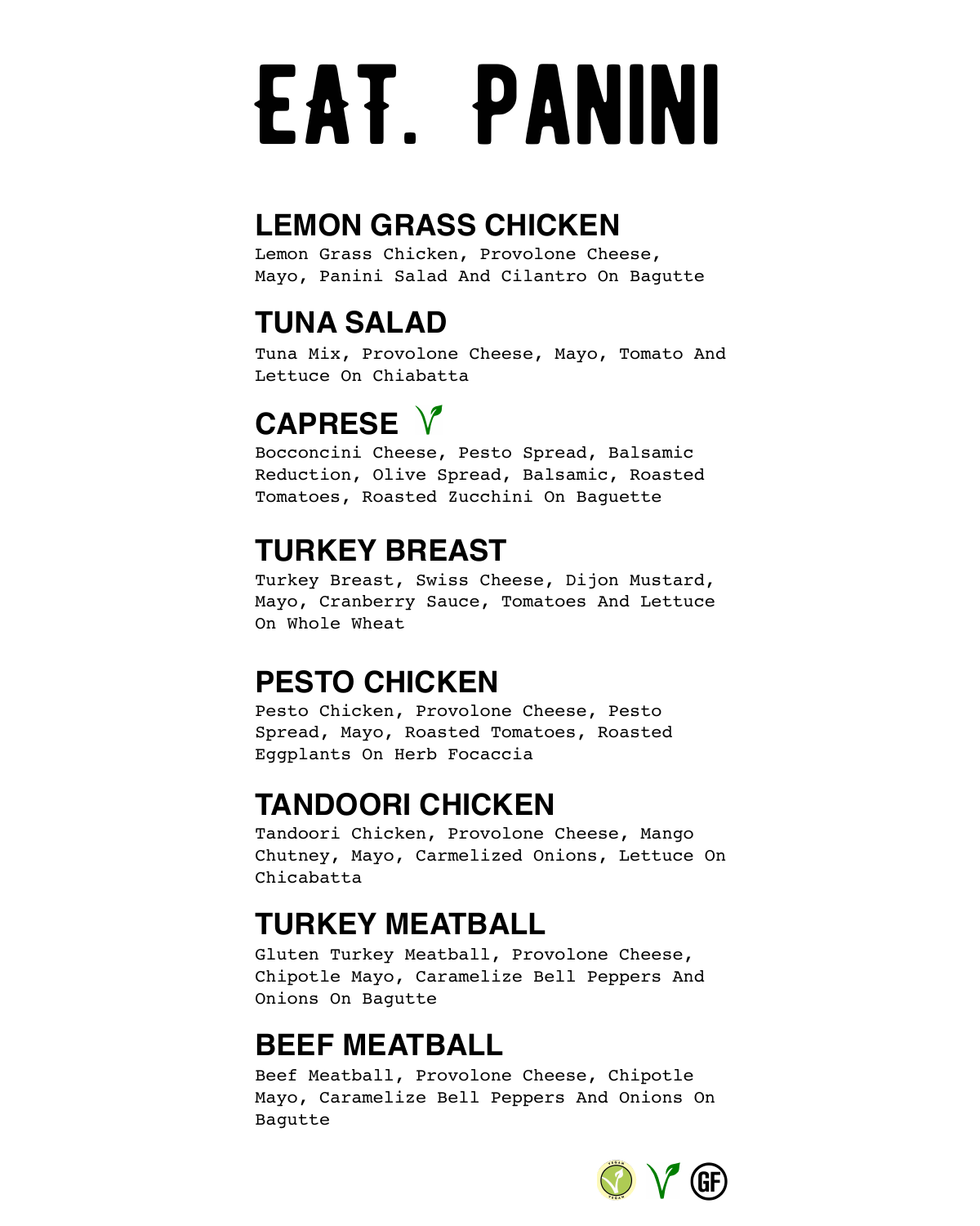# EAT. PANINI

## LEMON GRASS CHICKEN

Lemon Grass Chicken, Provolone Cheese, Mayo, Panini Salad And Cilantro On Bagutte

## TUNA SALAD

Tuna Mix, Provolone Cheese, Mayo, Tomato And Lettuce On Chiabatta

## CAPRESE

Bocconcini Cheese, Pesto Spread, Balsamic Reduction, Olive Spread, Balsamic, Roasted Tomatoes, Roasted Zucchini On Baguette

## TURKEY BREAST

Turkey Breast, Swiss Cheese, Dijon Mustard, Mayo, Cranberry Sauce, Tomatoes And Lettuce On Whole Wheat

## PESTO CHICKEN

Pesto Chicken, Provolone Cheese, Pesto Spread, Mayo, Roasted Tomatoes, Roasted Eggplants On Herb Focaccia

## TANDOORI CHICKEN

Tandoori Chicken, Provolone Cheese, Mango Chutney, Mayo, Carmelized Onions, Lettuce On Chicabatta

## TURKEY MEATBALL

Gluten Turkey Meatball, Provolone Cheese, Chipotle Mayo, Caramelize Bell Peppers And Onions On Bagutte

## BEEF MEATBALL

Beef Meatball, Provolone Cheese, Chipotle Mayo, Caramelize Bell Peppers And Onions On Bagutte

VEGAN GF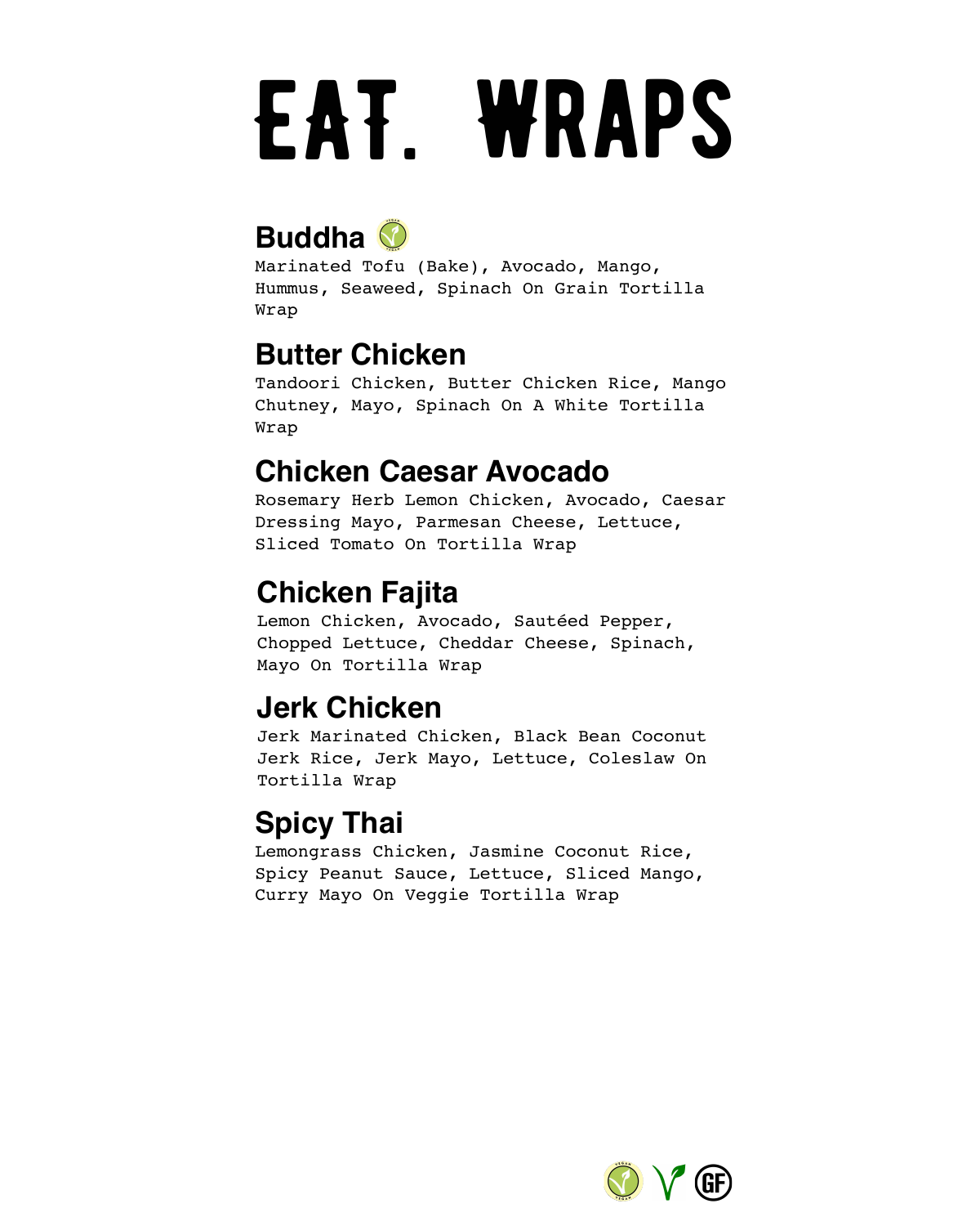# EAT. WRAPS

## Buddha

Marinated Tofu (Bake), Avocado, Mango, Hummus, Seaweed, Spinach On Grain Tortilla Wrap

## Butter Chicken

Tandoori Chicken, Butter Chicken Rice, Mango Chutney, Mayo, Spinach On A White Tortilla Wrap

## Chicken Caesar Avocado

Rosemary Herb Lemon Chicken, Avocado, Caesar Dressing Mayo, Parmesan Cheese, Lettuce, Sliced Tomato On Tortilla Wrap

## Chicken Fajita

Lemon Chicken, Avocado, Sautéed Pepper, Chopped Lettuce, Cheddar Cheese, Spinach, Mayo On Tortilla Wrap

## Jerk Chicken

Jerk Marinated Chicken, Black Bean Coconut Jerk Rice, Jerk Mayo, Lettuce, Coleslaw On Tortilla Wrap

## Spicy Thai

Lemongrass Chicken, Jasmine Coconut Rice, Spicy Peanut Sauce, Lettuce, Sliced Mango, Curry Mayo On Veggie Tortilla Wrap

GF